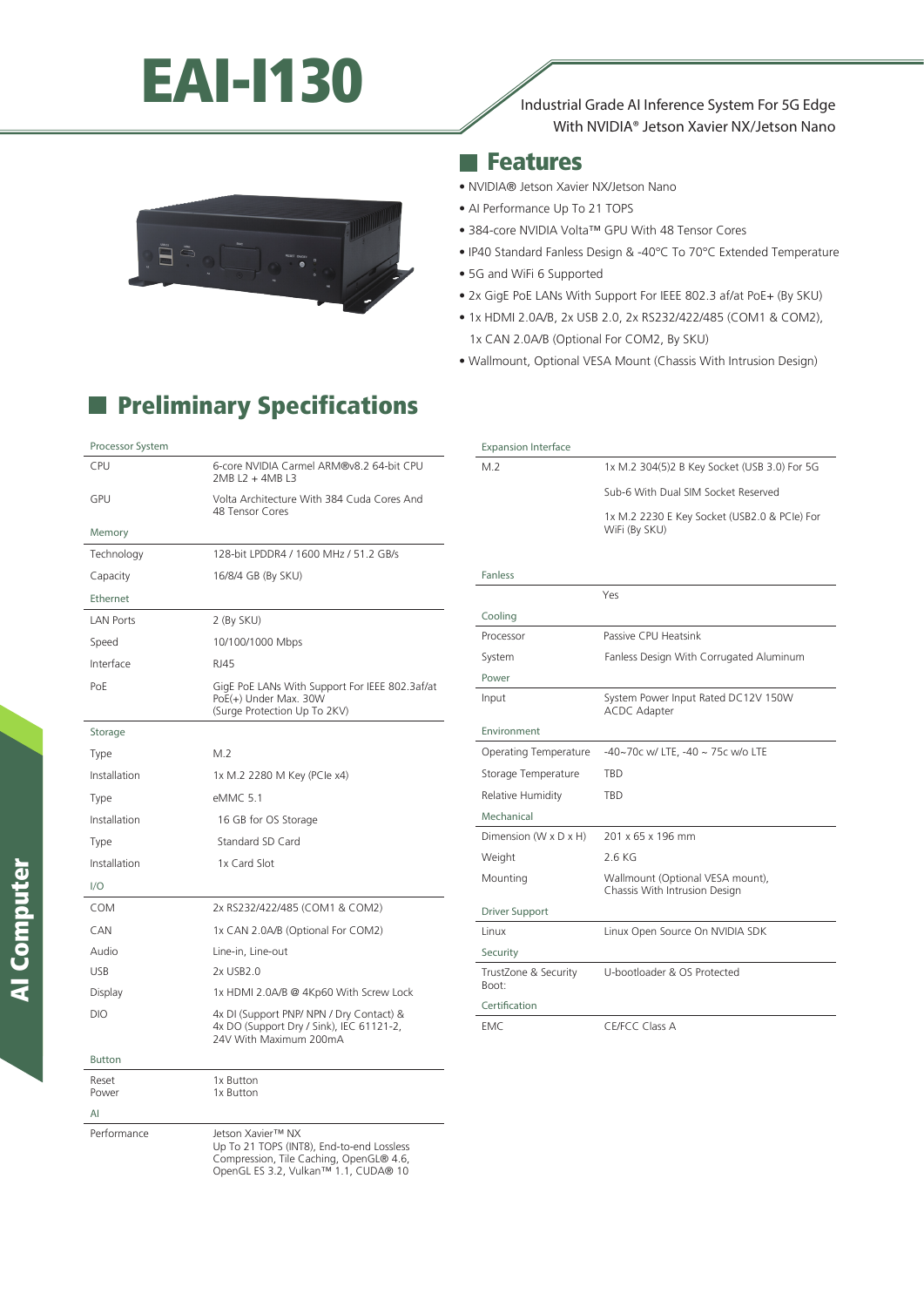# EAI-I130

Industrial Grade AI Inference System For 5G Edge
With NVIDIA® Jetson Xavier NX/Jetson Nano

## Features

- NVIDIA® Jetson Xavier NX/Jetson Nano
- AI Performance Up To 21 TOPS
- 384-core NVIDIA Volta™ GPU With 48 Tensor Cores
- IP40 Standard Fanless Design & -40°C To 70°C Extended Temperature
- 5G and WiFi 6 Supported
- 2x GigE PoE LANs With Support For IEEE 802.3 af/at PoE+ (By SKU)
- 1x HDMI 2.0A/B, 2x USB 2.0, 2x RS232/422/485 (COM1 & COM2), 1x CAN 2.0A/B (Optional For COM2, By SKU)
- Wallmount, Optional VESA Mount (Chassis With Intrusion Design)

## Preliminary Specifications

| | |
|---|---|
| **Processor System** | |
| CPU | 6-core NVIDIA Carmel ARM®v8.2 64-bit CPU 2MB L2 + 4MB L3 |
| GPU | Volta Architecture With 384 Cuda Cores And 48 Tensor Cores |
| **Memory** | |
| Technology | 128-bit LPDDR4 / 1600 MHz / 51.2 GB/s |
| Capacity | 16/8/4 GB (By SKU) |
| **Ethernet** | |
| LAN Ports | 2 (By SKU) |
| Speed | 10/100/1000 Mbps |
| Interface | RJ45 |
| PoE | GigE PoE LANs With Support For IEEE 802.3af/at PoE(+) Under Max. 30W (Surge Protection Up To 2KV) |
| **Storage** | |
| Type | M.2 |
| Installation | 1x M.2 2280 M Key (PCIe x4) |
| Type | eMMC 5.1 |
| Installation | 16 GB for OS Storage |
| Type | Standard SD Card |
| Installation | 1x Card Slot |
| **I/O** | |
| COM | 2x RS232/422/485 (COM1 & COM2) |
| CAN | 1x CAN 2.0A/B (Optional For COM2) |
| Audio | Line-in, Line-out |
| USB | 2x USB2.0 |
| Display | 1x HDMI 2.0A/B @ 4Kp60 With Screw Lock |
| DIO | 4x DI (Support PNP/ NPN / Dry Contact) & 4x DO (Support Dry / Sink), IEC 61121-2, 24V With Maximum 200mA |
| **Button** | |
| Reset<br>Power | 1x Button<br>1x Button |
| **AI** | |
| Performance | Jetson Xavier™ NX<br>Up To 21 TOPS (INT8), End-to-end Lossless Compression, Tile Caching, OpenGL® 4.6, OpenGL ES 3.2, Vulkan™ 1.1, CUDA® 10 |

| | |
|---|---|
| **Expansion Interface** | |
| M.2 | 1x M.2 304(5)2 B Key Socket (USB 3.0) For 5G<br>Sub-6 With Dual SIM Socket Reserved<br>1x M.2 2230 E Key Socket (USB2.0 & PCIe) For WiFi (By SKU) |
| **Fanless** | |
| | Yes |
| **Cooling** | |
| Processor | Passive CPU Heatsink |
| System | Fanless Design With Corrugated Aluminum |
| **Power** | |
| Input | System Power Input Rated DC12V 150W ACDC Adapter |
| **Environment** | |
| Operating Temperature | -40~70c w/ LTE, -40 ~ 75c w/o LTE |
| Storage Temperature | TBD |
| Relative Humidity | TBD |
| **Mechanical** | |
| Dimension (W x D x H) | 201 x 65 x 196 mm |
| Weight | 2.6 KG |
| Mounting | Wallmount (Optional VESA mount), Chassis With Intrusion Design |
| **Driver Support** | |
| Linux | Linux Open Source On NVIDIA SDK |
| **Security** | |
| TrustZone & Security Boot: | U-bootloader & OS Protected |
| **Certification** | |
| EMC | CE/FCC Class A |

AI Computer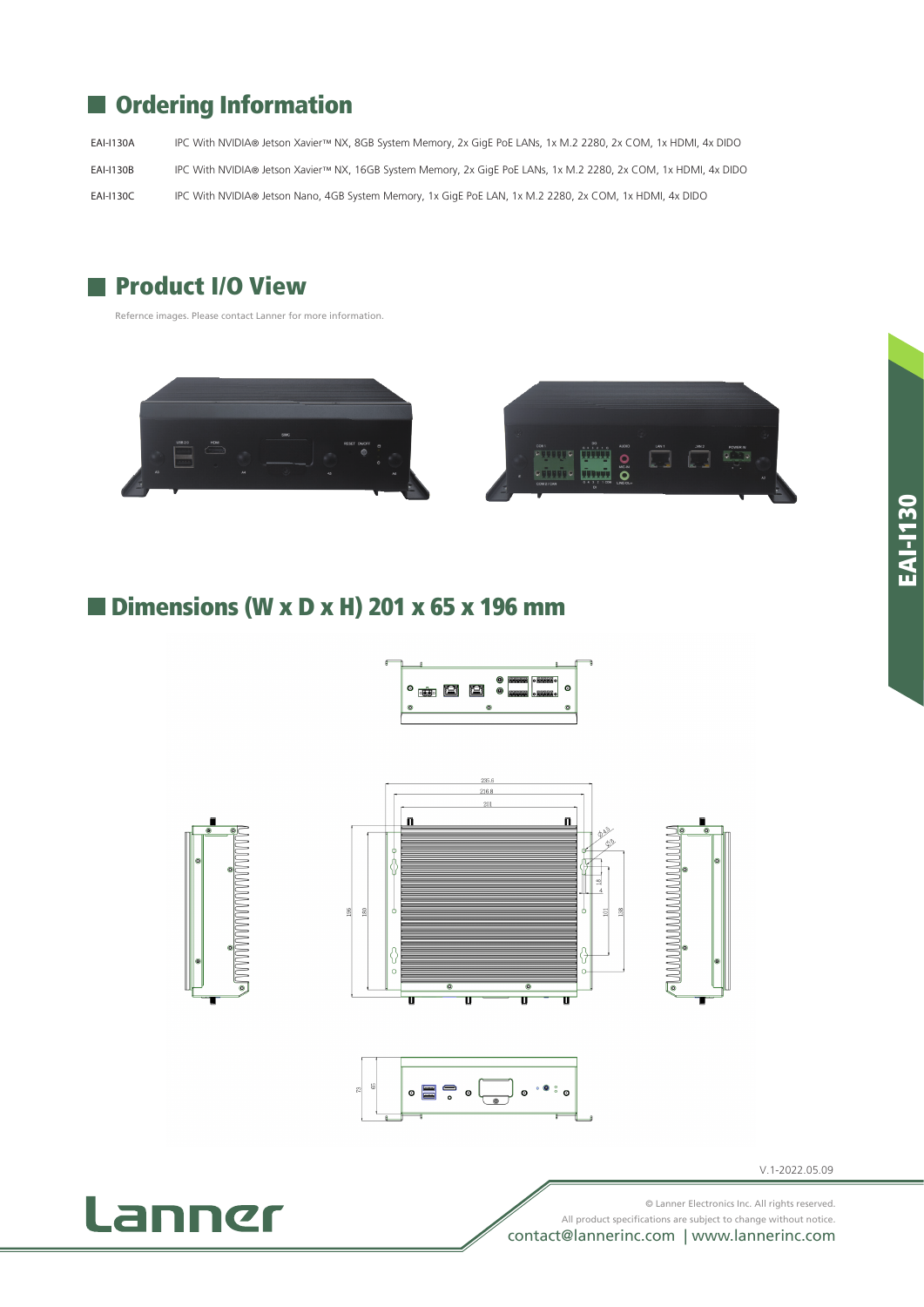## Ordering Information

| | |
|---|---|
| EAI-I130A | IPC With NVIDIA® Jetson Xavier™ NX, 8GB System Memory, 2x GigE PoE LANs, 1x M.2 2280, 2x COM, 1x HDMI, 4x DIDO |
| EAI-I130B | IPC With NVIDIA® Jetson Xavier™ NX, 16GB System Memory, 2x GigE PoE LANs, 1x M.2 2280, 2x COM, 1x HDMI, 4x DIDO |
| EAI-I130C | IPC With NVIDIA® Jetson Nano, 4GB System Memory, 1x GigE PoE LAN, 1x M.2 2280, 2x COM, 1x HDMI, 4x DIDO |

## Product I/O View

Refernce images. Please contact Lanner for more information.

## Dimensions (W x D x H) 201 x 65 x 196 mm

V.1-2022.05.09

© Lanner Electronics Inc. All rights reserved.
All product specifications are subject to change without notice.
contact@lannerinc.com | www.lannerinc.com